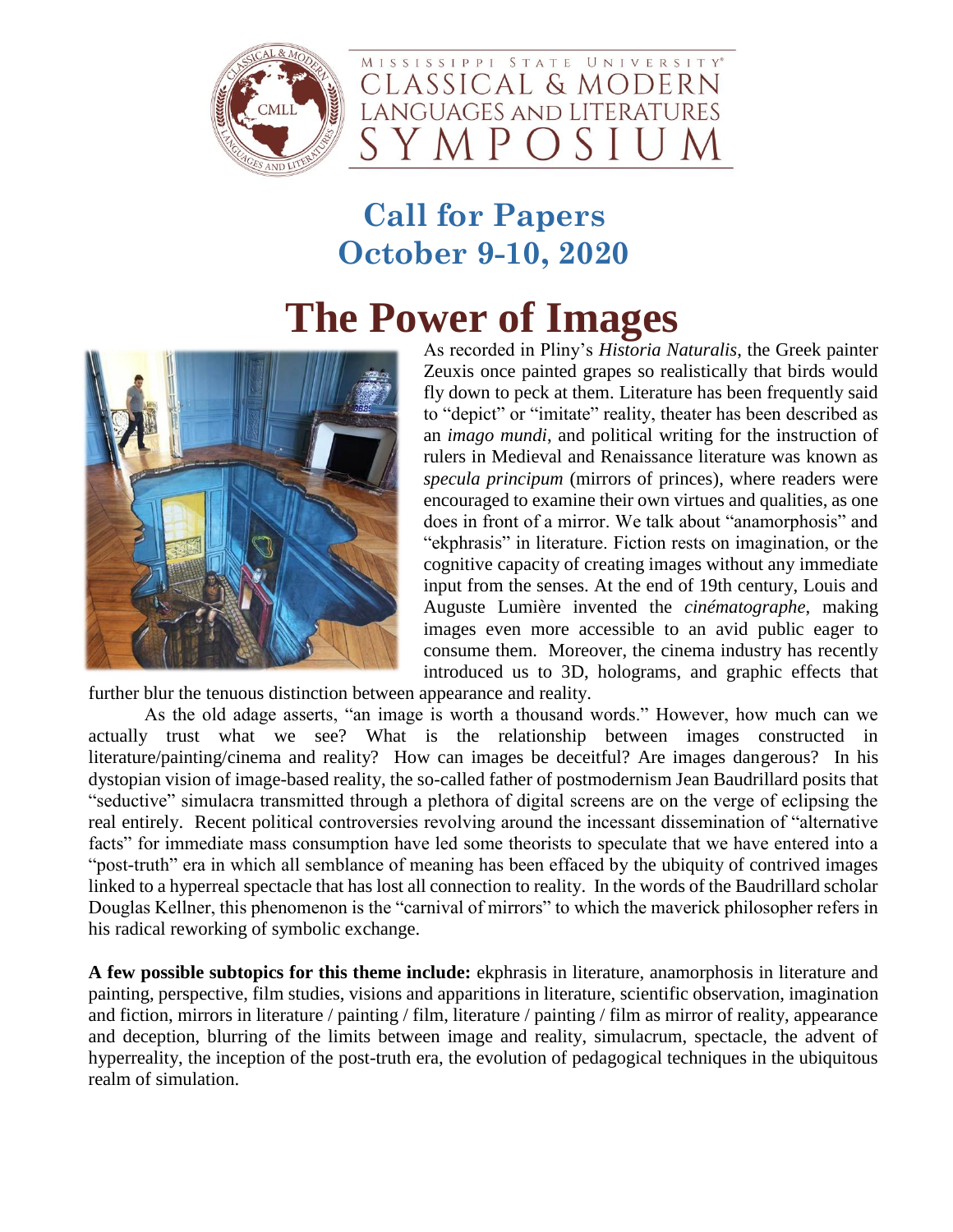MISSISSIPPI STATE UNIVERSITY
CLASSICAL & MODERN LANGUAGES AND LITERATURES
SYMPOSIUM

## Call for Papers
## October 9-10, 2020

# The Power of Images

As recorded in Pliny's *Historia Naturalis*, the Greek painter Zeuxis once painted grapes so realistically that birds would fly down to peck at them. Literature has been frequently said to "depict" or "imitate" reality, theater has been described as an *imago mundi*, and political writing for the instruction of rulers in Medieval and Renaissance literature was known as *specula principum* (mirrors of princes), where readers were encouraged to examine their own virtues and qualities, as one does in front of a mirror. We talk about "anamorphosis" and "ekphrasis" in literature. Fiction rests on imagination, or the cognitive capacity of creating images without any immediate input from the senses. At the end of 19th century, Louis and Auguste Lumière invented the *cinématographe*, making images even more accessible to an avid public eager to consume them. Moreover, the cinema industry has recently introduced us to 3D, holograms, and graphic effects that further blur the tenuous distinction between appearance and reality.

As the old adage asserts, "an image is worth a thousand words." However, how much can we actually trust what we see? What is the relationship between images constructed in literature/painting/cinema and reality? How can images be deceitful? Are images dangerous? In his dystopian vision of image-based reality, the so-called father of postmodernism Jean Baudrillard posits that "seductive" simulacra transmitted through a plethora of digital screens are on the verge of eclipsing the real entirely. Recent political controversies revolving around the incessant dissemination of "alternative facts" for immediate mass consumption have led some theorists to speculate that we have entered into a "post-truth" era in which all semblance of meaning has been effaced by the ubiquity of contrived images linked to a hyperreal spectacle that has lost all connection to reality. In the words of the Baudrillard scholar Douglas Kellner, this phenomenon is the "carnival of mirrors" to which the maverick philosopher refers in his radical reworking of symbolic exchange.

**A few possible subtopics for this theme include:** ekphrasis in literature, anamorphosis in literature and painting, perspective, film studies, visions and apparitions in literature, scientific observation, imagination and fiction, mirrors in literature / painting / film, literature / painting / film as mirror of reality, appearance and deception, blurring of the limits between image and reality, simulacrum, spectacle, the advent of hyperreality, the inception of the post-truth era, the evolution of pedagogical techniques in the ubiquitous realm of simulation.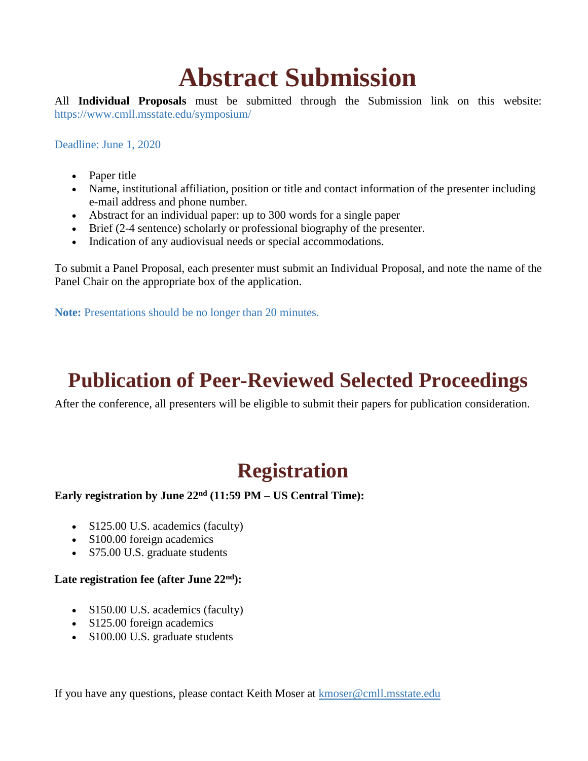# Abstract Submission

All **Individual Proposals** must be submitted through the Submission link on this website: https://www.cmll.msstate.edu/symposium/

Deadline: June 1, 2020

- Paper title
- Name, institutional affiliation, position or title and contact information of the presenter including e-mail address and phone number.
- Abstract for an individual paper: up to 300 words for a single paper
- Brief (2-4 sentence) scholarly or professional biography of the presenter.
- Indication of any audiovisual needs or special accommodations.

To submit a Panel Proposal, each presenter must submit an Individual Proposal, and note the name of the Panel Chair on the appropriate box of the application.

**Note:** Presentations should be no longer than 20 minutes.

# Publication of Peer-Reviewed Selected Proceedings

After the conference, all presenters will be eligible to submit their papers for publication consideration.

# Registration

**Early registration by June 22nd (11:59 PM – US Central Time):**

- $125.00 U.S. academics (faculty)
- $100.00 foreign academics
- $75.00 U.S. graduate students

**Late registration fee (after June 22nd):**

- $150.00 U.S. academics (faculty)
- $125.00 foreign academics
- $100.00 U.S. graduate students

If you have any questions, please contact Keith Moser at kmoser@cmll.msstate.edu